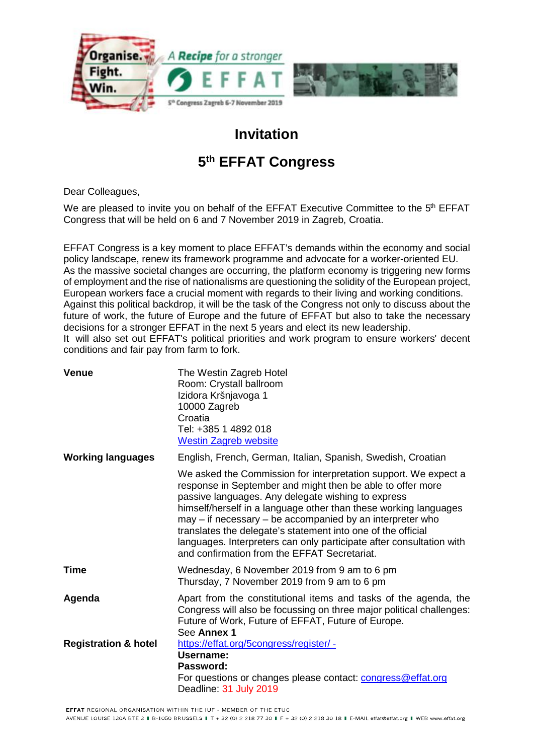# Invitation

## 5th EFFAT Congress

Dear Colleagues,

We are pleased to invite you on behalf of the EFFAT Executive Committee to the 5th EFFAT Congress that will be held on 6 and 7 November 2019 in Zagreb, Croatia.

EFFAT Congress is a key moment to place EFFAT's demands within the economy and social policy landscape, renew its framework programme and advocate for a worker-oriented EU. As the massive societal changes are occurring, the platform economy is triggering new forms of employment and the rise of nationalisms are questioning the solidity of the European project, European workers face a crucial moment with regards to their living and working conditions. Against this political backdrop, it will be the task of the Congress not only to discuss about the future of work, the future of Europe and the future of EFFAT but also to take the necessary decisions for a stronger EFFAT in the next 5 years and elect its new leadership.
It will also set out EFFAT's political priorities and work program to ensure workers' decent conditions and fair pay from farm to fork.

| | |
|---|---|
| **Venue** | The Westin Zagreb Hotel<br>Room: Crystall ballroom<br>Izidora Kršnjavoga 1<br>10000 Zagreb<br>Croatia<br>Tel: +385 1 4892 018<br>[Westin Zagreb website](Westin Zagreb website) |
| **Working languages** | English, French, German, Italian, Spanish, Swedish, Croatian<br><br>We asked the Commission for interpretation support. We expect a response in September and might then be able to offer more passive languages. Any delegate wishing to express himself/herself in a language other than these working languages may – if necessary – be accompanied by an interpreter who translates the delegate's statement into one of the official languages. Interpreters can only participate after consultation with and confirmation from the EFFAT Secretariat. |
| **Time** | Wednesday, 6 November 2019 from 9 am to 6 pm<br>Thursday, 7 November 2019 from 9 am to 6 pm |
| **Agenda** | Apart from the constitutional items and tasks of the agenda, the Congress will also be focussing on three major political challenges: Future of Work, Future of EFFAT, Future of Europe.<br>See **Annex 1** |
| **Registration & hotel** | https://effat.org/5congress/register/ -<br>**Username:**<br>**Password:**<br>For questions or changes please contact: congress@effat.org<br>Deadline: 31 July 2019 |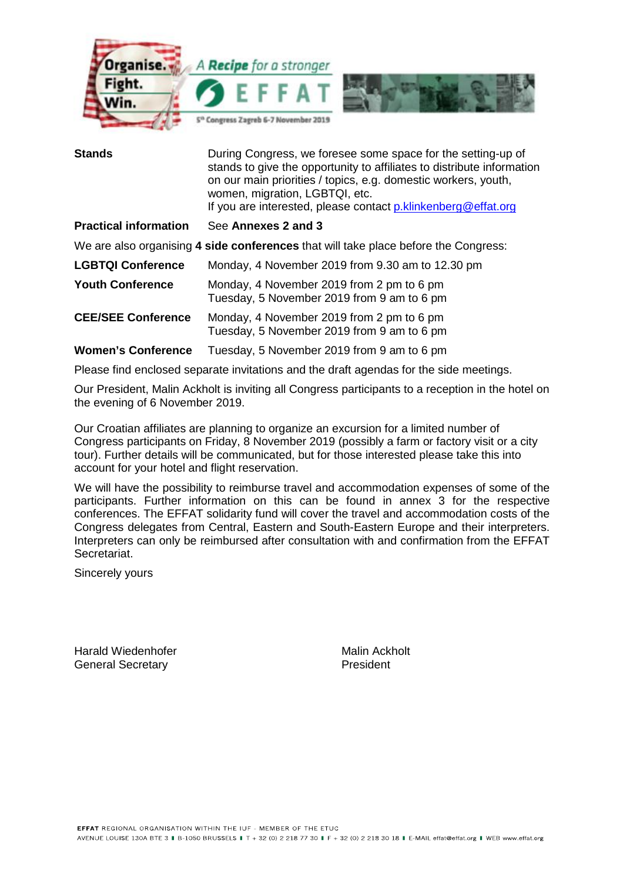| | |
|---|---|
| **Stands** | During Congress, we foresee some space for the setting-up of stands to give the opportunity to affiliates to distribute information on our main priorities / topics, e.g. domestic workers, youth, women, migration, LGBTQI, etc. If you are interested, please contact p.klinkenberg@effat.org |
| **Practical information** | See **Annexes 2 and 3** |

We are also organising **4 side conferences** that will take place before the Congress:

| | |
|---|---|
| **LGBTQI Conference** | Monday, 4 November 2019 from 9.30 am to 12.30 pm |
| **Youth Conference** | Monday, 4 November 2019 from 2 pm to 6 pm<br>Tuesday, 5 November 2019 from 9 am to 6 pm |
| **CEE/SEE Conference** | Monday, 4 November 2019 from 2 pm to 6 pm<br>Tuesday, 5 November 2019 from 9 am to 6 pm |
| **Women's Conference** | Tuesday, 5 November 2019 from 9 am to 6 pm |

Please find enclosed separate invitations and the draft agendas for the side meetings.

Our President, Malin Ackholt is inviting all Congress participants to a reception in the hotel on the evening of 6 November 2019.

Our Croatian affiliates are planning to organize an excursion for a limited number of Congress participants on Friday, 8 November 2019 (possibly a farm or factory visit or a city tour). Further details will be communicated, but for those interested please take this into account for your hotel and flight reservation.

We will have the possibility to reimburse travel and accommodation expenses of some of the participants. Further information on this can be found in annex 3 for the respective conferences. The EFFAT solidarity fund will cover the travel and accommodation costs of the Congress delegates from Central, Eastern and South-Eastern Europe and their interpreters. Interpreters can only be reimbursed after consultation with and confirmation from the EFFAT Secretariat.

Sincerely yours

Harald Wiedenhofer
General Secretary

Malin Ackholt
President